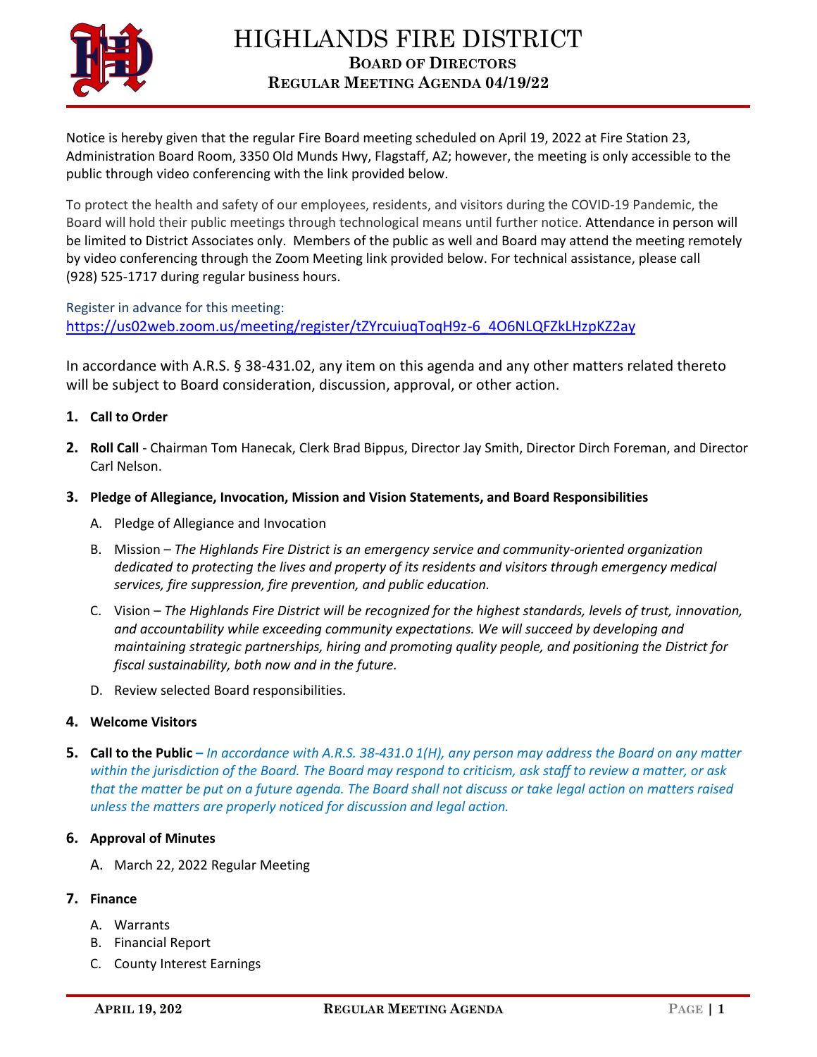# HIGHLANDS FIRE DISTRICT

## BOARD OF DIRECTORS

### REGULAR MEETING AGENDA 04/19/22

Notice is hereby given that the regular Fire Board meeting scheduled on April 19, 2022 at Fire Station 23, Administration Board Room, 3350 Old Munds Hwy, Flagstaff, AZ; however, the meeting is only accessible to the public through video conferencing with the link provided below.

To protect the health and safety of our employees, residents, and visitors during the COVID-19 Pandemic, the Board will hold their public meetings through technological means until further notice. Attendance in person will be limited to District Associates only. Members of the public as well and Board may attend the meeting remotely by video conferencing through the Zoom Meeting link provided below. For technical assistance, please call (928) 525-1717 during regular business hours.

Register in advance for this meeting:
https://us02web.zoom.us/meeting/register/tZYrcuiuqToqH9z-6_4O6NLQFZkLHzpKZ2ay

In accordance with A.R.S. § 38-431.02, any item on this agenda and any other matters related thereto will be subject to Board consideration, discussion, approval, or other action.

1. **Call to Order**
2. **Roll Call** - Chairman Tom Hanecak, Clerk Brad Bippus, Director Jay Smith, Director Dirch Foreman, and Director Carl Nelson.
3. **Pledge of Allegiance, Invocation, Mission and Vision Statements, and Board Responsibilities**
   A. Pledge of Allegiance and Invocation
   B. Mission – *The Highlands Fire District is an emergency service and community-oriented organization dedicated to protecting the lives and property of its residents and visitors through emergency medical services, fire suppression, fire prevention, and public education.*
   C. Vision – *The Highlands Fire District will be recognized for the highest standards, levels of trust, innovation, and accountability while exceeding community expectations. We will succeed by developing and maintaining strategic partnerships, hiring and promoting quality people, and positioning the District for fiscal sustainability, both now and in the future.*
   D. Review selected Board responsibilities.
4. **Welcome Visitors**
5. **Call to the Public** – *In accordance with A.R.S. 38-431.0 1(H), any person may address the Board on any matter within the jurisdiction of the Board. The Board may respond to criticism, ask staff to review a matter, or ask that the matter be put on a future agenda. The Board shall not discuss or take legal action on matters raised unless the matters are properly noticed for discussion and legal action.*
6. **Approval of Minutes**
   A. March 22, 2022 Regular Meeting
7. **Finance**
   A. Warrants
   B. Financial Report
   C. County Interest Earnings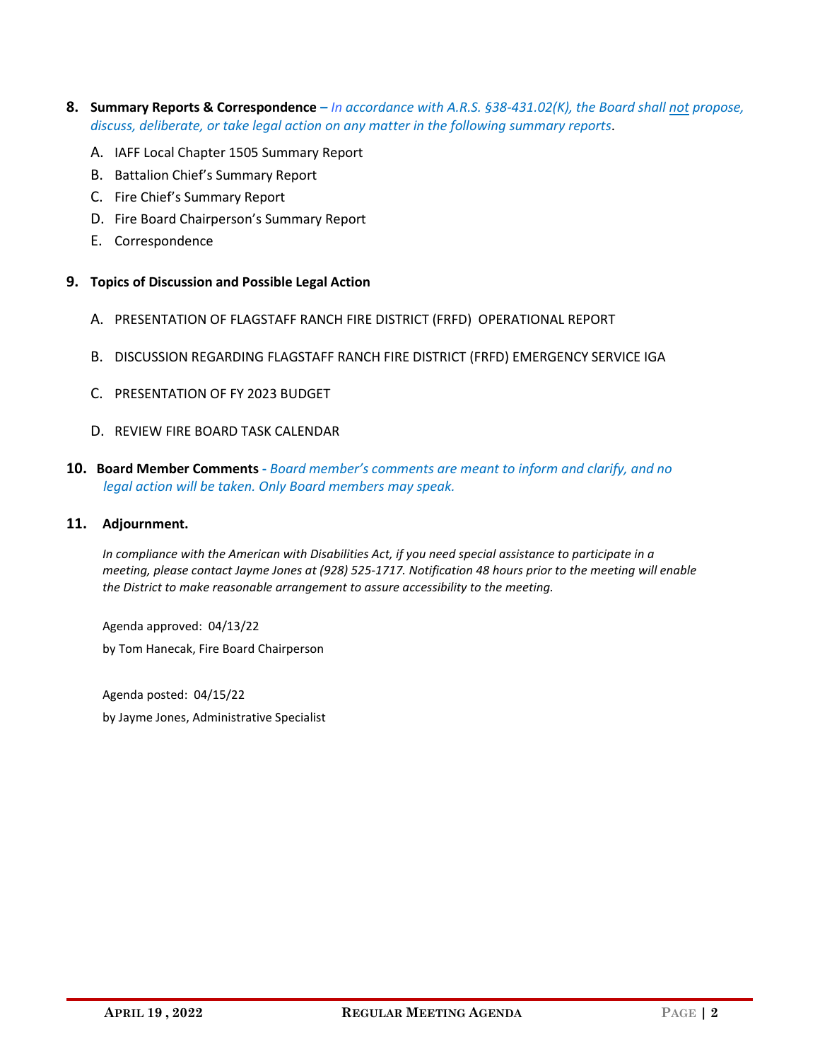**8. Summary Reports & Correspondence –** *In accordance with A.R.S. §38-431.02(K), the Board shall not propose, discuss, deliberate, or take legal action on any matter in the following summary reports*.

A. IAFF Local Chapter 1505 Summary Report

B. Battalion Chief's Summary Report

C. Fire Chief's Summary Report

D. Fire Board Chairperson's Summary Report

E. Correspondence

**9. Topics of Discussion and Possible Legal Action**

A. PRESENTATION OF FLAGSTAFF RANCH FIRE DISTRICT (FRFD) OPERATIONAL REPORT

B. DISCUSSION REGARDING FLAGSTAFF RANCH FIRE DISTRICT (FRFD) EMERGENCY SERVICE IGA

C. PRESENTATION OF FY 2023 BUDGET

D. REVIEW FIRE BOARD TASK CALENDAR

**10. Board Member Comments -** *Board member's comments are meant to inform and clarify, and no legal action will be taken. Only Board members may speak.*

**11. Adjournment.**

*In compliance with the American with Disabilities Act, if you need special assistance to participate in a meeting, please contact Jayme Jones at (928) 525-1717. Notification 48 hours prior to the meeting will enable the District to make reasonable arrangement to assure accessibility to the meeting.*

Agenda approved: 04/13/22

by Tom Hanecak, Fire Board Chairperson

Agenda posted: 04/15/22

by Jayme Jones, Administrative Specialist